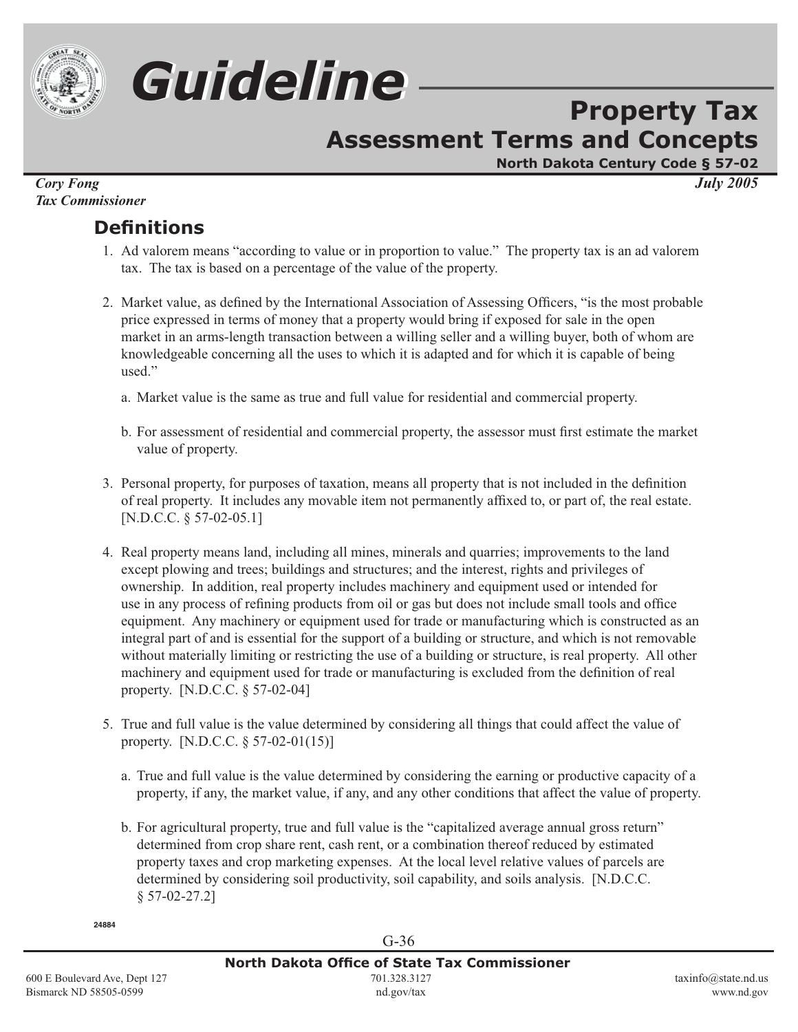# Guideline

## Property Tax
## Assessment Terms and Concepts

**North Dakota Century Code § 57-02**

*Cory Fong*
*Tax Commissioner*

*July 2005*

## Definitions

1. Ad valorem means "according to value or in proportion to value." The property tax is an ad valorem tax. The tax is based on a percentage of the value of the property.

2. Market value, as defined by the International Association of Assessing Officers, "is the most probable price expressed in terms of money that a property would bring if exposed for sale in the open market in an arms-length transaction between a willing seller and a willing buyer, both of whom are knowledgeable concerning all the uses to which it is adapted and for which it is capable of being used."

   a. Market value is the same as true and full value for residential and commercial property.

   b. For assessment of residential and commercial property, the assessor must first estimate the market value of property.

3. Personal property, for purposes of taxation, means all property that is not included in the definition of real property. It includes any movable item not permanently affixed to, or part of, the real estate. [N.D.C.C. § 57-02-05.1]

4. Real property means land, including all mines, minerals and quarries; improvements to the land except plowing and trees; buildings and structures; and the interest, rights and privileges of ownership. In addition, real property includes machinery and equipment used or intended for use in any process of refining products from oil or gas but does not include small tools and office equipment. Any machinery or equipment used for trade or manufacturing which is constructed as an integral part of and is essential for the support of a building or structure, and which is not removable without materially limiting or restricting the use of a building or structure, is real property. All other machinery and equipment used for trade or manufacturing is excluded from the definition of real property. [N.D.C.C. § 57-02-04]

5. True and full value is the value determined by considering all things that could affect the value of property. [N.D.C.C. § 57-02-01(15)]

   a. True and full value is the value determined by considering the earning or productive capacity of a property, if any, the market value, if any, and any other conditions that affect the value of property.

   b. For agricultural property, true and full value is the "capitalized average annual gross return" determined from crop share rent, cash rent, or a combination thereof reduced by estimated property taxes and crop marketing expenses. At the local level relative values of parcels are determined by considering soil productivity, soil capability, and soils analysis. [N.D.C.C. § 57-02-27.2]

24884

**North Dakota Office of State Tax Commissioner**

600 E Boulevard Ave, Dept 127
Bismarck ND 58505-0599

701.328.3127
nd.gov/tax

taxinfo@state.nd.us
www.nd.gov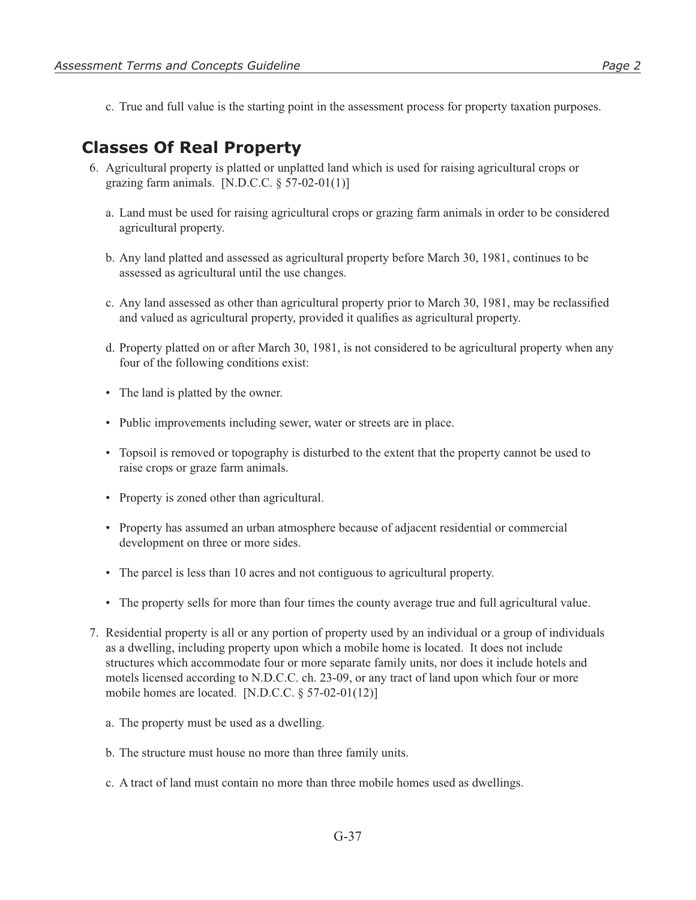c. True and full value is the starting point in the assessment process for property taxation purposes.

## Classes Of Real Property

6. Agricultural property is platted or unplatted land which is used for raising agricultural crops or grazing farm animals. [N.D.C.C. § 57-02-01(1)]

   a. Land must be used for raising agricultural crops or grazing farm animals in order to be considered agricultural property.

   b. Any land platted and assessed as agricultural property before March 30, 1981, continues to be assessed as agricultural until the use changes.

   c. Any land assessed as other than agricultural property prior to March 30, 1981, may be reclassified and valued as agricultural property, provided it qualifies as agricultural property.

   d. Property platted on or after March 30, 1981, is not considered to be agricultural property when any four of the following conditions exist:

   - The land is platted by the owner.
   - Public improvements including sewer, water or streets are in place.
   - Topsoil is removed or topography is disturbed to the extent that the property cannot be used to raise crops or graze farm animals.
   - Property is zoned other than agricultural.
   - Property has assumed an urban atmosphere because of adjacent residential or commercial development on three or more sides.
   - The parcel is less than 10 acres and not contiguous to agricultural property.
   - The property sells for more than four times the county average true and full agricultural value.

7. Residential property is all or any portion of property used by an individual or a group of individuals as a dwelling, including property upon which a mobile home is located. It does not include structures which accommodate four or more separate family units, nor does it include hotels and motels licensed according to N.D.C.C. ch. 23-09, or any tract of land upon which four or more mobile homes are located. [N.D.C.C. § 57-02-01(12)]

   a. The property must be used as a dwelling.

   b. The structure must house no more than three family units.

   c. A tract of land must contain no more than three mobile homes used as dwellings.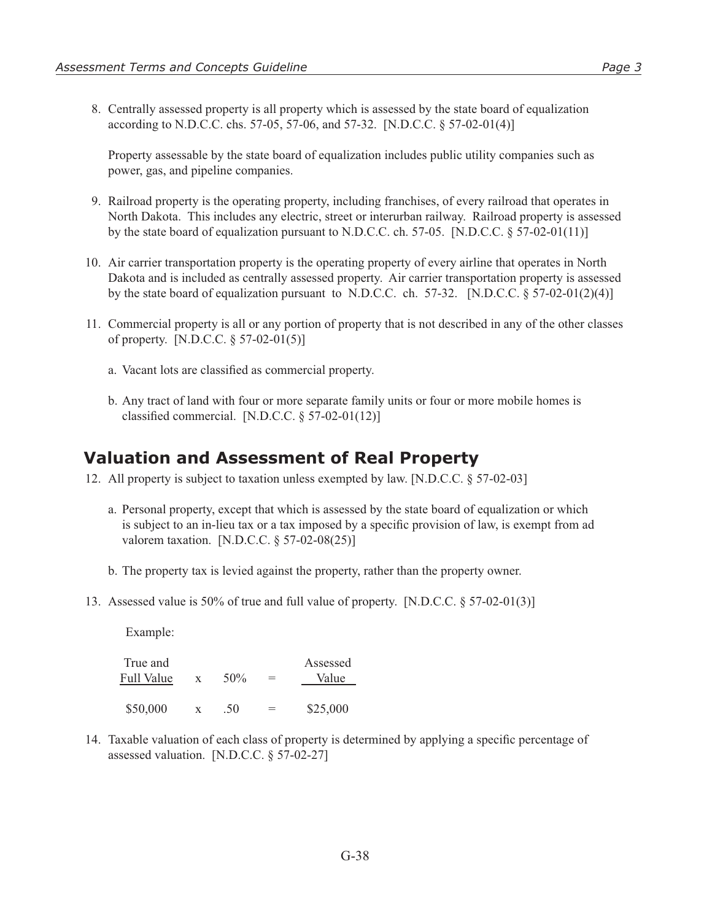8. Centrally assessed property is all property which is assessed by the state board of equalization according to N.D.C.C. chs. 57-05, 57-06, and 57-32. [N.D.C.C. § 57-02-01(4)]

   Property assessable by the state board of equalization includes public utility companies such as power, gas, and pipeline companies.

9. Railroad property is the operating property, including franchises, of every railroad that operates in North Dakota. This includes any electric, street or interurban railway. Railroad property is assessed by the state board of equalization pursuant to N.D.C.C. ch. 57-05. [N.D.C.C. § 57-02-01(11)]

10. Air carrier transportation property is the operating property of every airline that operates in North Dakota and is included as centrally assessed property. Air carrier transportation property is assessed by the state board of equalization pursuant to N.D.C.C. ch. 57-32. [N.D.C.C. § 57-02-01(2)(4)]

11. Commercial property is all or any portion of property that is not described in any of the other classes of property. [N.D.C.C. § 57-02-01(5)]

    a. Vacant lots are classified as commercial property.

    b. Any tract of land with four or more separate family units or four or more mobile homes is classified commercial. [N.D.C.C. § 57-02-01(12)]

## Valuation and Assessment of Real Property

12. All property is subject to taxation unless exempted by law. [N.D.C.C. § 57-02-03]

    a. Personal property, except that which is assessed by the state board of equalization or which is subject to an in-lieu tax or a tax imposed by a specific provision of law, is exempt from ad valorem taxation. [N.D.C.C. § 57-02-08(25)]

    b. The property tax is levied against the property, rather than the property owner.

13. Assessed value is 50% of true and full value of property. [N.D.C.C. § 57-02-01(3)]

    Example:

| True and Full Value | x | 50% | = | Assessed Value |
|---|---|---|---|---|
| $50,000 | x | .50 | = | $25,000 |

14. Taxable valuation of each class of property is determined by applying a specific percentage of assessed valuation. [N.D.C.C. § 57-02-27]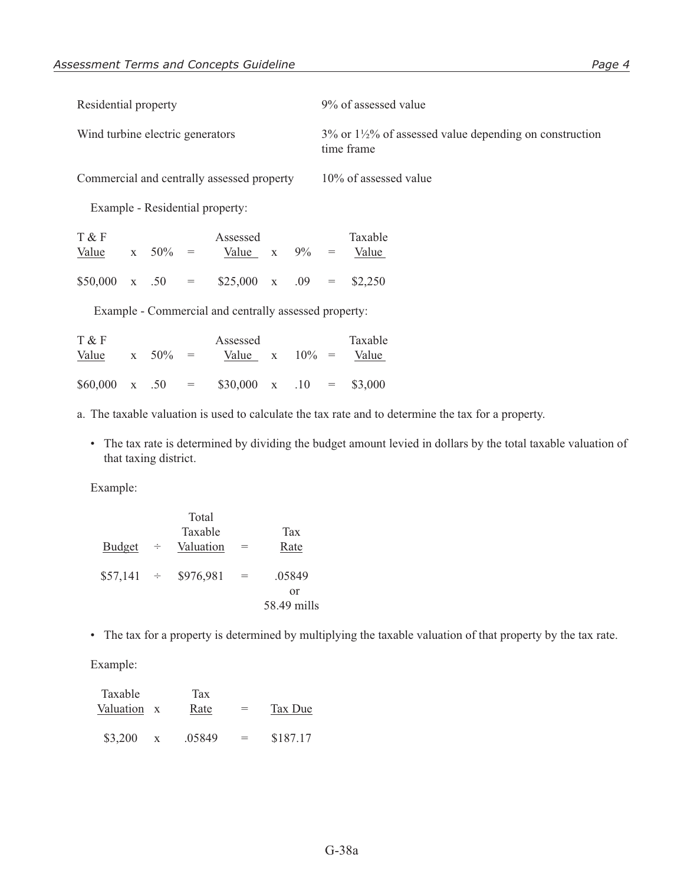| | |
|---|---|
| Residential property | 9% of assessed value |
| Wind turbine electric generators | 3% or 1½% of assessed value depending on construction time frame |
| Commercial and centrally assessed property | 10% of assessed value |

Example - Residential property:

| T & F Value | x | 50% | = | Assessed Value | x | 9% | = | Taxable Value |
|---|---|---|---|---|---|---|---|---|
| $50,000 | x | .50 | = | $25,000 | x | .09 | = | $2,250 |

Example - Commercial and centrally assessed property:

| T & F Value | x | 50% | = | Assessed Value | x | 10% | = | Taxable Value |
|---|---|---|---|---|---|---|---|---|
| $60,000 | x | .50 | = | $30,000 | x | .10 | = | $3,000 |

a. The taxable valuation is used to calculate the tax rate and to determine the tax for a property.

- The tax rate is determined by dividing the budget amount levied in dollars by the total taxable valuation of that taxing district.

Example:

| Budget | ÷ | Total Taxable Valuation | = | Tax Rate |
|---|---|---|---|---|
| $57,141 | ÷ | $976,981 | = | .05849 or 58.49 mills |

- The tax for a property is determined by multiplying the taxable valuation of that property by the tax rate.

Example:

| Taxable Valuation | x | Tax Rate | = | Tax Due |
|---|---|---|---|---|
| $3,200 | x | .05849 | = | $187.17 |